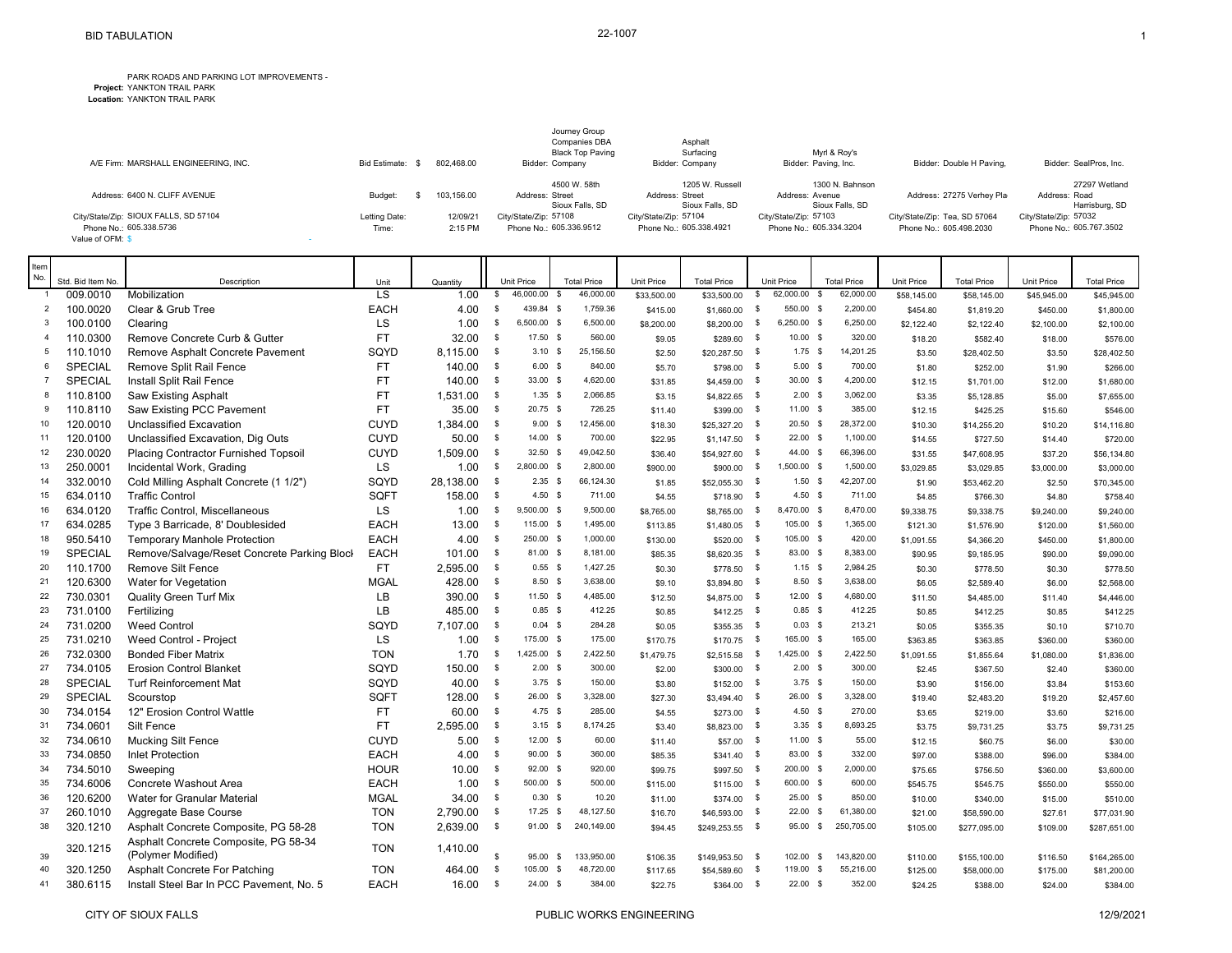# BID TABULATION

22-1007

PARK ROADS AND PARKING LOT IMPROVEMENTS -
**Project:** YANKTON TRAIL PARK
**Location:** YANKTON TRAIL PARK

| | | | | | | | |
|---|---|---|---|---|---|---|---|
| A/E Firm: MARSHALL ENGINEERING, INC. | Bid Estimate: $ 802,468.00 | Bidder: Journey Group Companies DBA Black Top Paving Company | Bidder: Asphalt Surfacing Company | Bidder: Myrl & Roy's Paving, Inc. | Bidder: Double H Paving, | Bidder: SealPros, Inc. |
| Address: 6400 N. CLIFF AVENUE | Budget: $ 103,156.00 | Address: 4500 W. 58th Street Sioux Falls, SD | Address: 1205 W. Russell Street Sioux Falls, SD | Address: 1300 N. Bahnson Avenue Sioux Falls, SD | Address: 27275 Verhey Pla | Address: 27297 Wetland Road Harrisburg, SD |
| City/State/Zip: SIOUX FALLS, SD 57104 | Letting Date: 12/09/21 | City/State/Zip: 57108 | City/State/Zip: 57104 | City/State/Zip: 57103 | City/State/Zip: Tea, SD 57064 | City/State/Zip: 57032 |
| Phone No.: 605.338.5736 | Time: 2:15 PM | Phone No.: 605.336.9512 | Phone No.: 605.338.4921 | Phone No.: 605.334.3204 | Phone No.: 605.498.2030 | Phone No.: 605.767.3502 |
| Value of OFM: $ - | | | | | | |

| Item No. | Std. Bid Item No. | Description | Unit | Quantity | Unit Price | Total Price | Unit Price | Total Price | Unit Price | Total Price | Unit Price | Total Price | Unit Price | Total Price |
|---|---|---|---|---|---|---|---|---|---|---|---|---|---|---|
| 1 | 009.0010 | Mobilization | LS | 1.00 | $ 46,000.00 | $ 46,000.00 | $33,500.00 | $33,500.00 | $ 62,000.00 | $ 62,000.00 | $58,145.00 | $58,145.00 | $45,945.00 | $45,945.00 |
| 2 | 100.0020 | Clear & Grub Tree | EACH | 4.00 | $ 439.84 | $ 1,759.36 | $415.00 | $1,660.00 | $ 550.00 | $ 2,200.00 | $454.80 | $1,819.20 | $450.00 | $1,800.00 |
| 3 | 100.0100 | Clearing | LS | 1.00 | $ 6,500.00 | $ 6,500.00 | $8,200.00 | $8,200.00 | $ 6,250.00 | $ 6,250.00 | $2,122.40 | $2,122.40 | $2,100.00 | $2,100.00 |
| 4 | 110.0300 | Remove Concrete Curb & Gutter | FT | 32.00 | $ 17.50 | $ 560.00 | $9.05 | $289.60 | $ 10.00 | $ 320.00 | $18.20 | $582.40 | $18.00 | $576.00 |
| 5 | 110.1010 | Remove Asphalt Concrete Pavement | SQYD | 8,115.00 | $ 3.10 | $ 25,156.50 | $2.50 | $20,287.50 | $ 1.75 | $ 14,201.25 | $3.50 | $28,402.50 | $3.50 | $28,402.50 |
| 6 | SPECIAL | Remove Split Rail Fence | FT | 140.00 | $ 6.00 | $ 840.00 | $5.70 | $798.00 | $ 5.00 | $ 700.00 | $1.80 | $252.00 | $1.90 | $266.00 |
| 7 | SPECIAL | Install Split Rail Fence | FT | 140.00 | $ 33.00 | $ 4,620.00 | $31.85 | $4,459.00 | $ 30.00 | $ 4,200.00 | $12.15 | $1,701.00 | $12.00 | $1,680.00 |
| 8 | 110.8100 | Saw Existing Asphalt | FT | 1,531.00 | $ 1.35 | $ 2,066.85 | $3.15 | $4,822.65 | $ 2.00 | $ 3,062.00 | $3.35 | $5,128.85 | $5.00 | $7,655.00 |
| 9 | 110.8110 | Saw Existing PCC Pavement | FT | 35.00 | $ 20.75 | $ 726.25 | $11.40 | $399.00 | $ 11.00 | $ 385.00 | $12.15 | $425.25 | $15.60 | $546.00 |
| 10 | 120.0010 | Unclassified Excavation | CUYD | 1,384.00 | $ 9.00 | $ 12,456.00 | $18.30 | $25,327.20 | $ 20.50 | $ 28,372.00 | $10.30 | $14,255.20 | $10.20 | $14,116.80 |
| 11 | 120.0100 | Unclassified Excavation, Dig Outs | CUYD | 50.00 | $ 14.00 | $ 700.00 | $22.95 | $1,147.50 | $ 22.00 | $ 1,100.00 | $14.55 | $727.50 | $14.40 | $720.00 |
| 12 | 230.0020 | Placing Contractor Furnished Topsoil | CUYD | 1,509.00 | $ 32.50 | $ 49,042.50 | $36.40 | $54,927.60 | $ 44.00 | $ 66,396.00 | $31.55 | $47,608.95 | $37.20 | $56,134.80 |
| 13 | 250.0001 | Incidental Work, Grading | LS | 1.00 | $ 2,800.00 | $ 2,800.00 | $900.00 | $900.00 | $ 1,500.00 | $ 1,500.00 | $3,029.85 | $3,029.85 | $3,000.00 | $3,000.00 |
| 14 | 332.0010 | Cold Milling Asphalt Concrete (1 1/2") | SQYD | 28,138.00 | $ 2.35 | $ 66,124.30 | $1.85 | $52,055.30 | $ 1.50 | $ 42,207.00 | $1.90 | $53,462.20 | $2.50 | $70,345.00 |
| 15 | 634.0110 | Traffic Control | SQFT | 158.00 | $ 4.50 | $ 711.00 | $4.55 | $718.90 | $ 4.50 | $ 711.00 | $4.85 | $766.30 | $4.80 | $758.40 |
| 16 | 634.0120 | Traffic Control, Miscellaneous | LS | 1.00 | $ 9,500.00 | $ 9,500.00 | $8,765.00 | $8,765.00 | $ 8,470.00 | $ 8,470.00 | $9,338.75 | $9,338.75 | $9,240.00 | $9,240.00 |
| 17 | 634.0285 | Type 3 Barricade, 8' Doublesided | EACH | 13.00 | $ 115.00 | $ 1,495.00 | $113.85 | $1,480.05 | $ 105.00 | $ 1,365.00 | $121.30 | $1,576.90 | $120.00 | $1,560.00 |
| 18 | 950.5410 | Temporary Manhole Protection | EACH | 4.00 | $ 250.00 | $ 1,000.00 | $130.00 | $520.00 | $ 105.00 | $ 420.00 | $1,091.55 | $4,366.20 | $450.00 | $1,800.00 |
| 19 | SPECIAL | Remove/Salvage/Reset Concrete Parking Block | EACH | 101.00 | $ 81.00 | $ 8,181.00 | $85.35 | $8,620.35 | $ 83.00 | $ 8,383.00 | $90.95 | $9,185.95 | $90.00 | $9,090.00 |
| 20 | 110.1700 | Remove Silt Fence | FT | 2,595.00 | $ 0.55 | $ 1,427.25 | $0.30 | $778.50 | $ 1.15 | $ 2,984.25 | $0.30 | $778.50 | $0.30 | $778.50 |
| 21 | 120.6300 | Water for Vegetation | MGAL | 428.00 | $ 8.50 | $ 3,638.00 | $9.10 | $3,894.80 | $ 8.50 | $ 3,638.00 | $6.05 | $2,589.40 | $6.00 | $2,568.00 |
| 22 | 730.0301 | Quality Green Turf Mix | LB | 390.00 | $ 11.50 | $ 4,485.00 | $12.50 | $4,875.00 | $ 12.00 | $ 4,680.00 | $11.50 | $4,485.00 | $11.40 | $4,446.00 |
| 23 | 731.0100 | Fertilizing | LB | 485.00 | $ 0.85 | $ 412.25 | $0.85 | $412.25 | $ 0.85 | $ 412.25 | $0.85 | $412.25 | $0.85 | $412.25 |
| 24 | 731.0200 | Weed Control | SQYD | 7,107.00 | $ 0.04 | $ 284.28 | $0.05 | $355.35 | $ 0.03 | $ 213.21 | $0.05 | $355.35 | $0.10 | $710.70 |
| 25 | 731.0210 | Weed Control - Project | LS | 1.00 | $ 175.00 | $ 175.00 | $170.75 | $170.75 | $ 165.00 | $ 165.00 | $363.85 | $363.85 | $360.00 | $360.00 |
| 26 | 732.0300 | Bonded Fiber Matrix | TON | 1.70 | $ 1,425.00 | $ 2,422.50 | $1,479.75 | $2,515.58 | $ 1,425.00 | $ 2,422.50 | $1,091.55 | $1,855.64 | $1,080.00 | $1,836.00 |
| 27 | 734.0105 | Erosion Control Blanket | SQYD | 150.00 | $ 2.00 | $ 300.00 | $2.00 | $300.00 | $ 2.00 | $ 300.00 | $2.45 | $367.50 | $2.40 | $360.00 |
| 28 | SPECIAL | Turf Reinforcement Mat | SQYD | 40.00 | $ 3.75 | $ 150.00 | $3.80 | $152.00 | $ 3.75 | $ 150.00 | $3.90 | $156.00 | $3.84 | $153.60 |
| 29 | SPECIAL | Scourstop | SQFT | 128.00 | $ 26.00 | $ 3,328.00 | $27.30 | $3,494.40 | $ 26.00 | $ 3,328.00 | $19.40 | $2,483.20 | $19.20 | $2,457.60 |
| 30 | 734.0154 | 12" Erosion Control Wattle | FT | 60.00 | $ 4.75 | $ 285.00 | $4.55 | $273.00 | $ 4.50 | $ 270.00 | $3.65 | $219.00 | $3.60 | $216.00 |
| 31 | 734.0601 | Silt Fence | FT | 2,595.00 | $ 3.15 | $ 8,174.25 | $3.40 | $8,823.00 | $ 3.35 | $ 8,693.25 | $3.75 | $9,731.25 | $3.75 | $9,731.25 |
| 32 | 734.0610 | Mucking Silt Fence | CUYD | 5.00 | $ 12.00 | $ 60.00 | $11.40 | $57.00 | $ 11.00 | $ 55.00 | $12.15 | $60.75 | $6.00 | $30.00 |
| 33 | 734.0850 | Inlet Protection | EACH | 4.00 | $ 90.00 | $ 360.00 | $85.35 | $341.40 | $ 83.00 | $ 332.00 | $97.00 | $388.00 | $96.00 | $384.00 |
| 34 | 734.5010 | Sweeping | HOUR | 10.00 | $ 92.00 | $ 920.00 | $99.75 | $997.50 | $ 200.00 | $ 2,000.00 | $75.65 | $756.50 | $360.00 | $3,600.00 |
| 35 | 734.6006 | Concrete Washout Area | EACH | 1.00 | $ 500.00 | $ 500.00 | $115.00 | $115.00 | $ 600.00 | $ 600.00 | $545.75 | $545.75 | $550.00 | $550.00 |
| 36 | 120.6200 | Water for Granular Material | MGAL | 34.00 | $ 0.30 | $ 10.20 | $11.00 | $374.00 | $ 25.00 | $ 850.00 | $10.00 | $340.00 | $15.00 | $510.00 |
| 37 | 260.1010 | Aggregate Base Course | TON | 2,790.00 | $ 17.25 | $ 48,127.50 | $16.70 | $46,593.00 | $ 22.00 | $ 61,380.00 | $21.00 | $58,590.00 | $27.61 | $77,031.90 |
| 38 | 320.1210 | Asphalt Concrete Composite, PG 58-28 | TON | 2,639.00 | $ 91.00 | $ 240,149.00 | $94.45 | $249,253.55 | $ 95.00 | $ 250,705.00 | $105.00 | $277,095.00 | $109.00 | $287,651.00 |
| 39 | 320.1215 | Asphalt Concrete Composite, PG 58-34 (Polymer Modified) | TON | 1,410.00 | $ 95.00 | $ 133,950.00 | $106.35 | $149,953.50 | $ 102.00 | $ 143,820.00 | $110.00 | $155,100.00 | $116.50 | $164,265.00 |
| 40 | 320.1250 | Asphalt Concrete For Patching | TON | 464.00 | $ 105.00 | $ 48,720.00 | $117.65 | $54,589.60 | $ 119.00 | $ 55,216.00 | $125.00 | $58,000.00 | $175.00 | $81,200.00 |
| 41 | 380.6115 | Install Steel Bar In PCC Pavement, No. 5 | EACH | 16.00 | $ 24.00 | $ 384.00 | $22.75 | $364.00 | $ 22.00 | $ 352.00 | $24.25 | $388.00 | $24.00 | $384.00 |

CITY OF SIOUX FALLS — PUBLIC WORKS ENGINEERING — 12/9/2021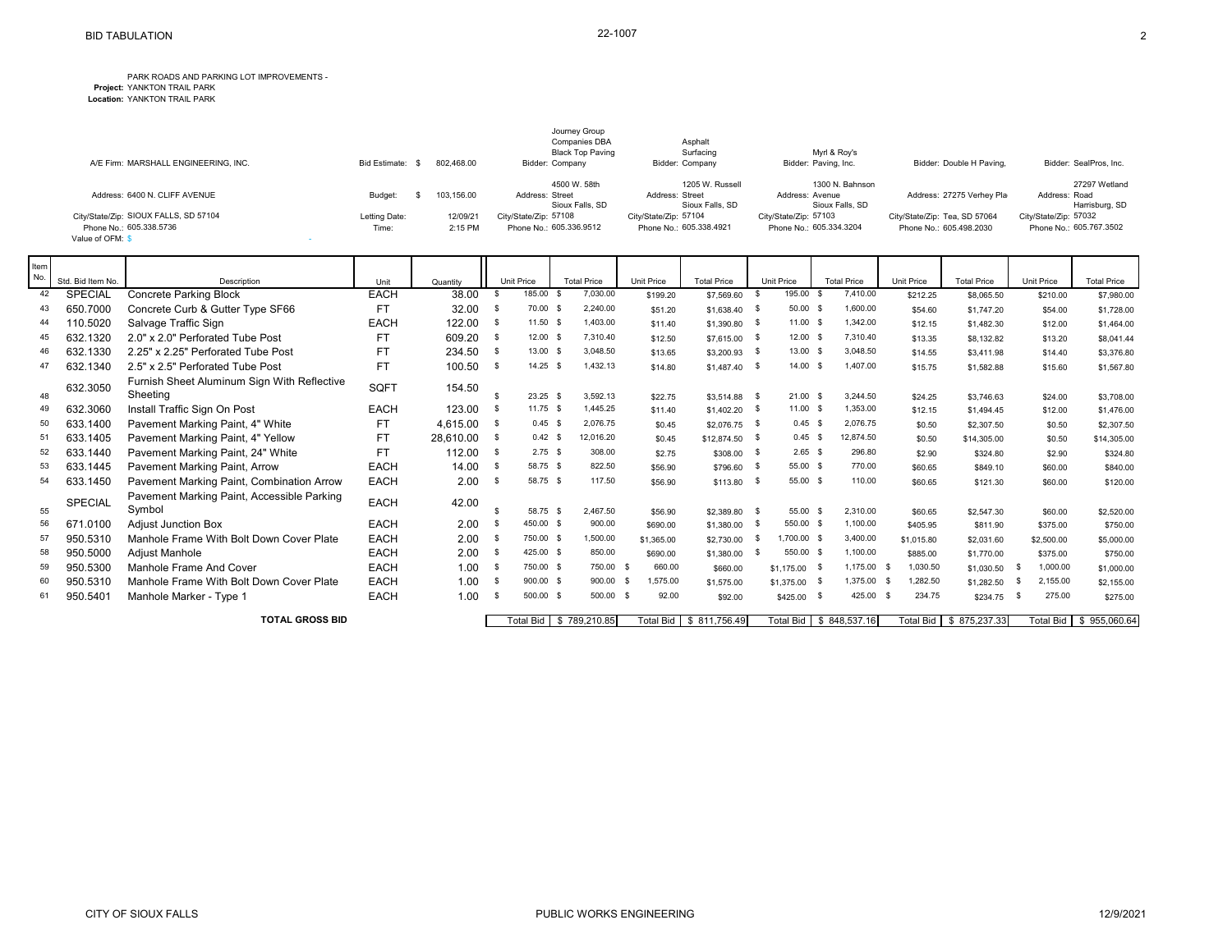BID TABULATION

22-1007

PARK ROADS AND PARKING LOT IMPROVEMENTS -
**Project:** YANKTON TRAIL PARK
**Location:** YANKTON TRAIL PARK

A/E Firm: MARSHALL ENGINEERING, INC.
Address: 6400 N. CLIFF AVENUE
City/State/Zip: SIOUX FALLS, SD 57104
Phone No.: 605.338.5736
Value of OFM: $ -

Bid Estimate: $ 802,468.00
Budget: $ 103,156.00
Letting Date: 12/09/21
Time: 2:15 PM

| | Bidder 1 | Bidder 2 | Bidder 3 | Bidder 4 | Bidder 5 |
|---|---|---|---|---|---|
| Bidder | Journey Group Companies DBA Black Top Paving Company | Asphalt Surfacing Company | Myrl & Roy's Paving, Inc. | Double H Paving, | SealPros, Inc. |
| Address | 4500 W. 58th Street | 1205 W. Russell Street | 1300 N. Bahnson Avenue | 27275 Verhey Pla | 27297 Wetland Road |
| City/State/Zip | Sioux Falls, SD 57108 | Sioux Falls, SD 57104 | Sioux Falls, SD 57103 | Tea, SD 57064 | Harrisburg, SD 57032 |
| Phone No. | 605.336.9512 | 605.338.4921 | 605.334.3204 | 605.498.2030 | 605.767.3502 |

| Item No. | Std. Bid Item No. | Description | Unit | Quantity | Unit Price | Total Price | Unit Price | Total Price | Unit Price | Total Price | Unit Price | Total Price | Unit Price | Total Price |
|---|---|---|---|---|---|---|---|---|---|---|---|---|---|---|
| 42 | SPECIAL | Concrete Parking Block | EACH | 38.00 | $ 185.00 | $ 7,030.00 | $199.20 | $7,569.60 | $ 195.00 | $ 7,410.00 | $212.25 | $8,065.50 | $210.00 | $7,980.00 |
| 43 | 650.7000 | Concrete Curb & Gutter Type SF66 | FT | 32.00 | $ 70.00 | $ 2,240.00 | $51.20 | $1,638.40 | $ 50.00 | $ 1,600.00 | $54.60 | $1,747.20 | $54.00 | $1,728.00 |
| 44 | 110.5020 | Salvage Traffic Sign | EACH | 122.00 | $ 11.50 | $ 1,403.00 | $11.40 | $1,390.80 | $ 11.00 | $ 1,342.00 | $12.15 | $1,482.30 | $12.00 | $1,464.00 |
| 45 | 632.1320 | 2.0" x 2.0" Perforated Tube Post | FT | 609.20 | $ 12.00 | $ 7,310.40 | $12.50 | $7,615.00 | $ 12.00 | $ 7,310.40 | $13.35 | $8,132.82 | $13.20 | $8,041.44 |
| 46 | 632.1330 | 2.25" x 2.25" Perforated Tube Post | FT | 234.50 | $ 13.00 | $ 3,048.50 | $13.65 | $3,200.93 | $ 13.00 | $ 3,048.50 | $14.55 | $3,411.98 | $14.40 | $3,376.80 |
| 47 | 632.1340 | 2.5" x 2.5" Perforated Tube Post | FT | 100.50 | $ 14.25 | $ 1,432.13 | $14.80 | $1,487.40 | $ 14.00 | $ 1,407.00 | $15.75 | $1,582.88 | $15.60 | $1,567.80 |
| 48 | 632.3050 | Furnish Sheet Aluminum Sign With Reflective Sheeting | SQFT | 154.50 | $ 23.25 | $ 3,592.13 | $22.75 | $3,514.88 | $ 21.00 | $ 3,244.50 | $24.25 | $3,746.63 | $24.00 | $3,708.00 |
| 49 | 632.3060 | Install Traffic Sign On Post | EACH | 123.00 | $ 11.75 | $ 1,445.25 | $11.40 | $1,402.20 | $ 11.00 | $ 1,353.00 | $12.15 | $1,494.45 | $12.00 | $1,476.00 |
| 50 | 633.1400 | Pavement Marking Paint, 4" White | FT | 4,615.00 | $ 0.45 | $ 2,076.75 | $0.45 | $2,076.75 | $ 0.45 | $ 2,076.75 | $0.50 | $2,307.50 | $0.50 | $2,307.50 |
| 51 | 633.1405 | Pavement Marking Paint, 4" Yellow | FT | 28,610.00 | $ 0.42 | $ 12,016.20 | $0.45 | $12,874.50 | $ 0.45 | $ 12,874.50 | $0.50 | $14,305.00 | $0.50 | $14,305.00 |
| 52 | 633.1440 | Pavement Marking Paint, 24" White | FT | 112.00 | $ 2.75 | $ 308.00 | $2.75 | $308.00 | $ 2.65 | $ 296.80 | $2.90 | $324.80 | $2.90 | $324.80 |
| 53 | 633.1445 | Pavement Marking Paint, Arrow | EACH | 14.00 | $ 58.75 | $ 822.50 | $56.90 | $796.60 | $ 55.00 | $ 770.00 | $60.65 | $849.10 | $60.00 | $840.00 |
| 54 | 633.1450 | Pavement Marking Paint, Combination Arrow | EACH | 2.00 | $ 58.75 | $ 117.50 | $56.90 | $113.80 | $ 55.00 | $ 110.00 | $60.65 | $121.30 | $60.00 | $120.00 |
| 55 | SPECIAL | Pavement Marking Paint, Accessible Parking Symbol | EACH | 42.00 | $ 58.75 | $ 2,467.50 | $56.90 | $2,389.80 | $ 55.00 | $ 2,310.00 | $60.65 | $2,547.30 | $60.00 | $2,520.00 |
| 56 | 671.0100 | Adjust Junction Box | EACH | 2.00 | $ 450.00 | $ 900.00 | $690.00 | $1,380.00 | $ 550.00 | $ 1,100.00 | $405.95 | $811.90 | $375.00 | $750.00 |
| 57 | 950.5310 | Manhole Frame With Bolt Down Cover Plate | EACH | 2.00 | $ 750.00 | $ 1,500.00 | $1,365.00 | $2,730.00 | $ 1,700.00 | $ 3,400.00 | $1,015.80 | $2,031.60 | $2,500.00 | $5,000.00 |
| 58 | 950.5000 | Adjust Manhole | EACH | 2.00 | $ 425.00 | $ 850.00 | $690.00 | $1,380.00 | $ 550.00 | $ 1,100.00 | $885.00 | $1,770.00 | $375.00 | $750.00 |
| 59 | 950.5300 | Manhole Frame And Cover | EACH | 1.00 | $ 750.00 | $ 750.00 | $ 660.00 | $660.00 | $1,175.00 | $ 1,175.00 | $ 1,030.50 | $1,030.50 | $ 1,000.00 | $1,000.00 |
| 60 | 950.5310 | Manhole Frame With Bolt Down Cover Plate | EACH | 1.00 | $ 900.00 | $ 900.00 | $ 1,575.00 | $1,575.00 | $1,375.00 | $ 1,375.00 | $ 1,282.50 | $1,282.50 | $ 2,155.00 | $2,155.00 |
| 61 | 950.5401 | Manhole Marker - Type 1 | EACH | 1.00 | $ 500.00 | $ 500.00 | $ 92.00 | $92.00 | $425.00 | $ 425.00 | $ 234.75 | $234.75 | $ 275.00 | $275.00 |
| | | **TOTAL GROSS BID** | | | Total Bid | $ 789,210.85 | Total Bid | $ 811,756.49 | Total Bid | $ 848,537.16 | Total Bid | $ 875,237.33 | Total Bid | $ 955,060.64 |

CITY OF SIOUX FALLS — PUBLIC WORKS ENGINEERING — 12/9/2021